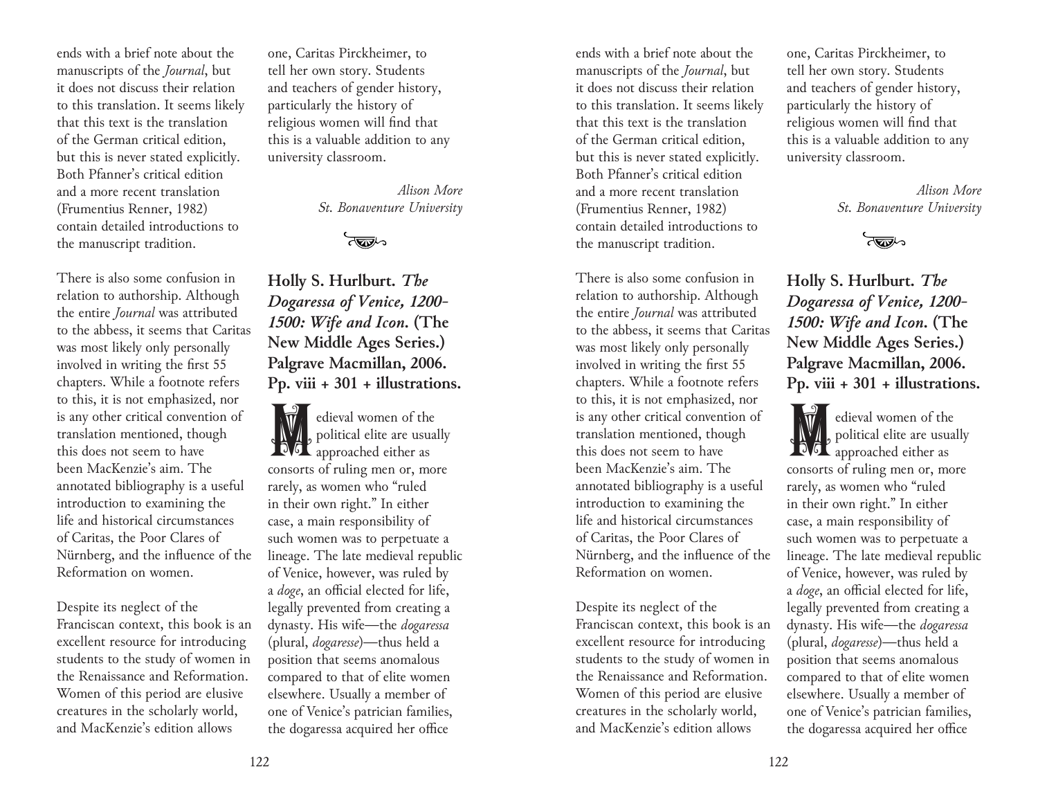ends with a brief note about the manuscripts of the *Journal*, but it does not discuss their relation to this translation. It seems likely that this text is the translation of the German critical edition, but this is never stated explicitly. Both Pfanner's critical edition and a more recent translation (Frumentius Renner, 1982) contain detailed introductions to the manuscript tradition.

There is also some confusion in relation to authorship. Although the entire *Journal* was attributed to the abbess, it seems that Caritas was most likely only personally involved in writing the first 55 chapters. While a footnote refers to this, it is not emphasized, nor is any other critical convention of translation mentioned, though this does not seem to have been MacKenzie's aim. The annotated bibliography is a useful introduction to examining the life and historical circumstances of Caritas, the Poor Clares of Nürnberg, and the influence of the Reformation on women.

Despite its neglect of the Franciscan context, this book is an excellent resource for introducing students to the study of women in the Renaissance and Reformation. Women of this period are elusive creatures in the scholarly world, and MacKenzie's edition allows one, Caritas Pirckheimer, to tell her own story. Students and teachers of gender history, particularly the history of religious women will find that this is a valuable addition to any university classroom.

*Alison More*
*St. Bonaventure University*

**Holly S. Hurlburt. *The Dogaressa of Venice, 1200-1500: Wife and Icon.* (The New Middle Ages Series.) Palgrave Macmillan, 2006. Pp. viii + 301 + illustrations.**

Medieval women of the political elite are usually approached either as consorts of ruling men or, more rarely, as women who "ruled in their own right." In either case, a main responsibility of such women was to perpetuate a lineage. The late medieval republic of Venice, however, was ruled by a *doge*, an official elected for life, legally prevented from creating a dynasty. His wife—the *dogaressa* (plural, *dogaresse*)—thus held a position that seems anomalous compared to that of elite women elsewhere. Usually a member of one of Venice's patrician families, the dogaressa acquired her office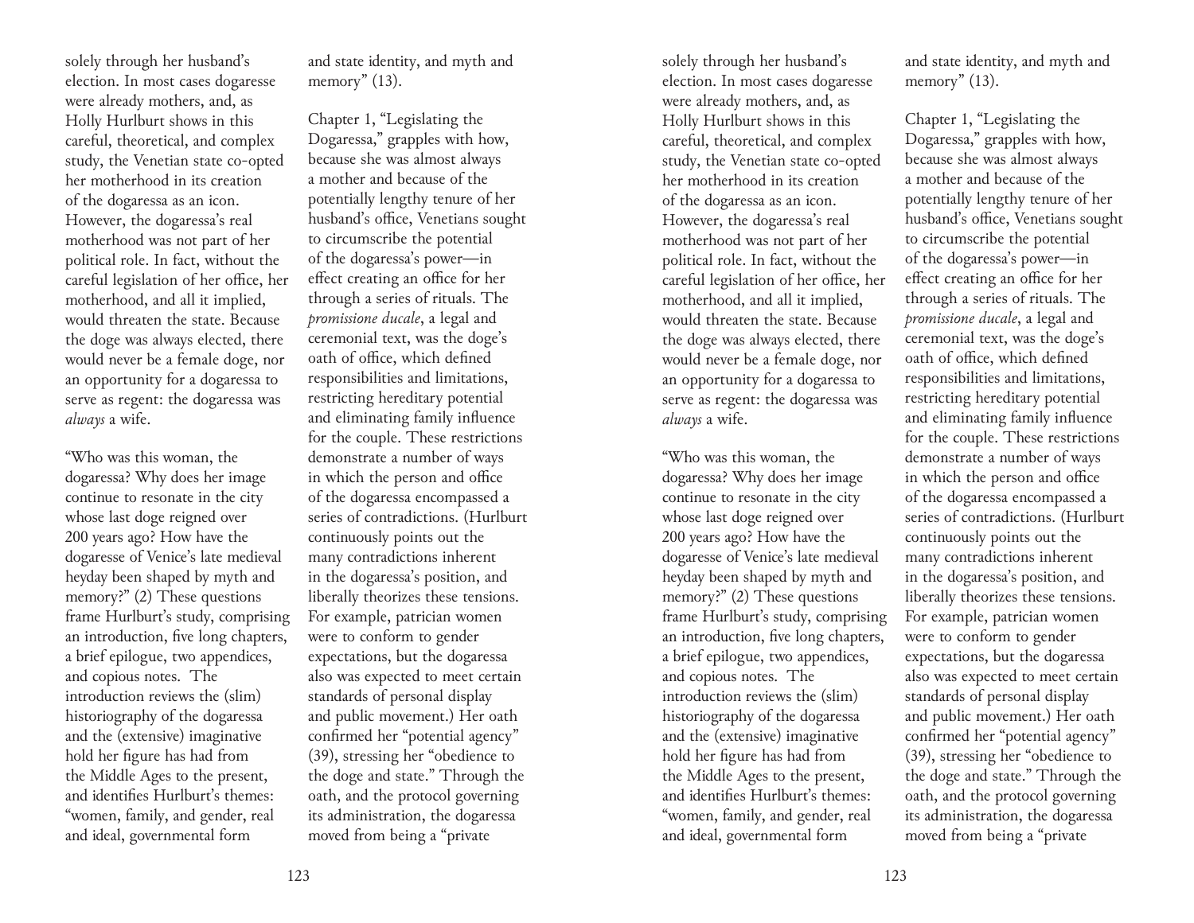solely through her husband's election. In most cases dogaresse were already mothers, and, as Holly Hurlburt shows in this careful, theoretical, and complex study, the Venetian state co-opted her motherhood in its creation of the dogaressa as an icon. However, the dogaressa's real motherhood was not part of her political role. In fact, without the careful legislation of her office, her motherhood, and all it implied, would threaten the state. Because the doge was always elected, there would never be a female doge, nor an opportunity for a dogaressa to serve as regent: the dogaressa was *always* a wife.

"Who was this woman, the dogaressa? Why does her image continue to resonate in the city whose last doge reigned over 200 years ago? How have the dogaresse of Venice's late medieval heyday been shaped by myth and memory?" (2) These questions frame Hurlburt's study, comprising an introduction, five long chapters, a brief epilogue, two appendices, and copious notes. The introduction reviews the (slim) historiography of the dogaressa and the (extensive) imaginative hold her figure has had from the Middle Ages to the present, and identifies Hurlburt's themes: "women, family, and gender, real and ideal, governmental form and state identity, and myth and memory" (13).

Chapter 1, "Legislating the Dogaressa," grapples with how, because she was almost always a mother and because of the potentially lengthy tenure of her husband's office, Venetians sought to circumscribe the potential of the dogaressa's power—in effect creating an office for her through a series of rituals. The *promissione ducale*, a legal and ceremonial text, was the doge's oath of office, which defined responsibilities and limitations, restricting hereditary potential and eliminating family influence for the couple. These restrictions demonstrate a number of ways in which the person and office of the dogaressa encompassed a series of contradictions. (Hurlburt continuously points out the many contradictions inherent in the dogaressa's position, and liberally theorizes these tensions. For example, patrician women were to conform to gender expectations, but the dogaressa also was expected to meet certain standards of personal display and public movement.) Her oath confirmed her "potential agency" (39), stressing her "obedience to the doge and state." Through the oath, and the protocol governing its administration, the dogaressa moved from being a "private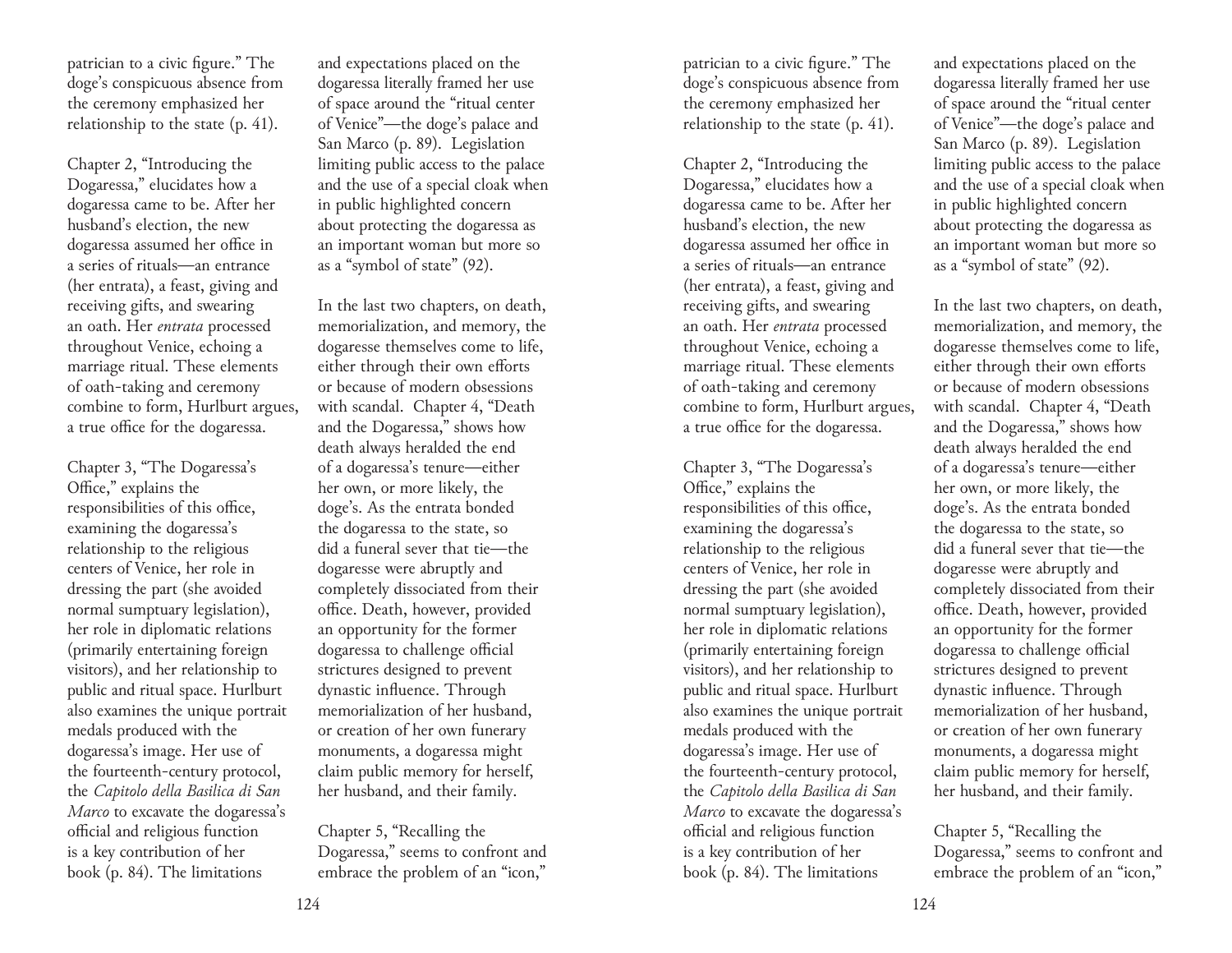patrician to a civic figure." The doge's conspicuous absence from the ceremony emphasized her relationship to the state (p. 41).

Chapter 2, "Introducing the Dogaressa," elucidates how a dogaressa came to be. After her husband's election, the new dogaressa assumed her office in a series of rituals—an entrance (her entrata), a feast, giving and receiving gifts, and swearing an oath. Her *entrata* processed throughout Venice, echoing a marriage ritual. These elements of oath-taking and ceremony combine to form, Hurlburt argues, a true office for the dogaressa.

Chapter 3, "The Dogaressa's Office," explains the responsibilities of this office, examining the dogaressa's relationship to the religious centers of Venice, her role in dressing the part (she avoided normal sumptuary legislation), her role in diplomatic relations (primarily entertaining foreign visitors), and her relationship to public and ritual space. Hurlburt also examines the unique portrait medals produced with the dogaressa's image. Her use of the fourteenth-century protocol, the *Capitolo della Basilica di San Marco* to excavate the dogaressa's official and religious function is a key contribution of her book (p. 84). The limitations and expectations placed on the dogaressa literally framed her use of space around the "ritual center of Venice"—the doge's palace and San Marco (p. 89). Legislation limiting public access to the palace and the use of a special cloak when in public highlighted concern about protecting the dogaressa as an important woman but more so as a "symbol of state" (92).

In the last two chapters, on death, memorialization, and memory, the dogaresse themselves come to life, either through their own efforts or because of modern obsessions with scandal. Chapter 4, "Death and the Dogaressa," shows how death always heralded the end of a dogaressa's tenure—either her own, or more likely, the doge's. As the entrata bonded the dogaressa to the state, so did a funeral sever that tie—the dogaresse were abruptly and completely dissociated from their office. Death, however, provided an opportunity for the former dogaressa to challenge official strictures designed to prevent dynastic influence. Through memorialization of her husband, or creation of her own funerary monuments, a dogaressa might claim public memory for herself, her husband, and their family.

Chapter 5, "Recalling the Dogaressa," seems to confront and embrace the problem of an "icon,"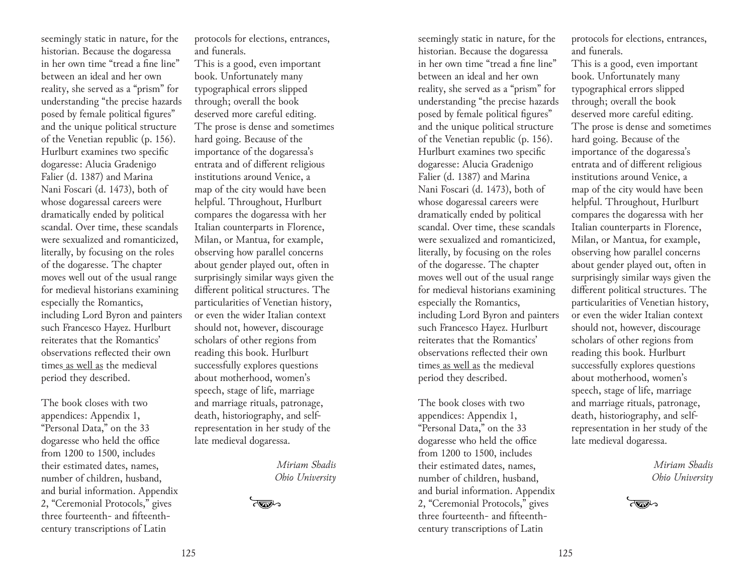seemingly static in nature, for the historian. Because the dogaressa in her own time "tread a fine line" between an ideal and her own reality, she served as a "prism" for understanding "the precise hazards posed by female political figures" and the unique political structure of the Venetian republic (p. 156). Hurlburt examines two specific dogaresse: Alucia Gradenigo Falier (d. 1387) and Marina Nani Foscari (d. 1473), both of whose dogaressal careers were dramatically ended by political scandal. Over time, these scandals were sexualized and romanticized, literally, by focusing on the roles of the dogaresse. The chapter moves well out of the usual range for medieval historians examining especially the Romantics, including Lord Byron and painters such Francesco Hayez. Hurlburt reiterates that the Romantics' observations reflected their own times as well as the medieval period they described.

The book closes with two appendices: Appendix 1, "Personal Data," on the 33 dogaresse who held the office from 1200 to 1500, includes their estimated dates, names, number of children, husband, and burial information. Appendix 2, "Ceremonial Protocols," gives three fourteenth- and fifteenth-century transcriptions of Latin protocols for elections, entrances, and funerals.

This is a good, even important book. Unfortunately many typographical errors slipped through; overall the book deserved more careful editing. The prose is dense and sometimes hard going. Because of the importance of the dogaressa's entrata and of different religious institutions around Venice, a map of the city would have been helpful. Throughout, Hurlburt compares the dogaressa with her Italian counterparts in Florence, Milan, or Mantua, for example, observing how parallel concerns about gender played out, often in surprisingly similar ways given the different political structures. The particularities of Venetian history, or even the wider Italian context should not, however, discourage scholars of other regions from reading this book. Hurlburt successfully explores questions about motherhood, women's speech, stage of life, marriage and marriage rituals, patronage, death, historiography, and self-representation in her study of the late medieval dogaressa.

*Miriam Shadis*
*Ohio University*